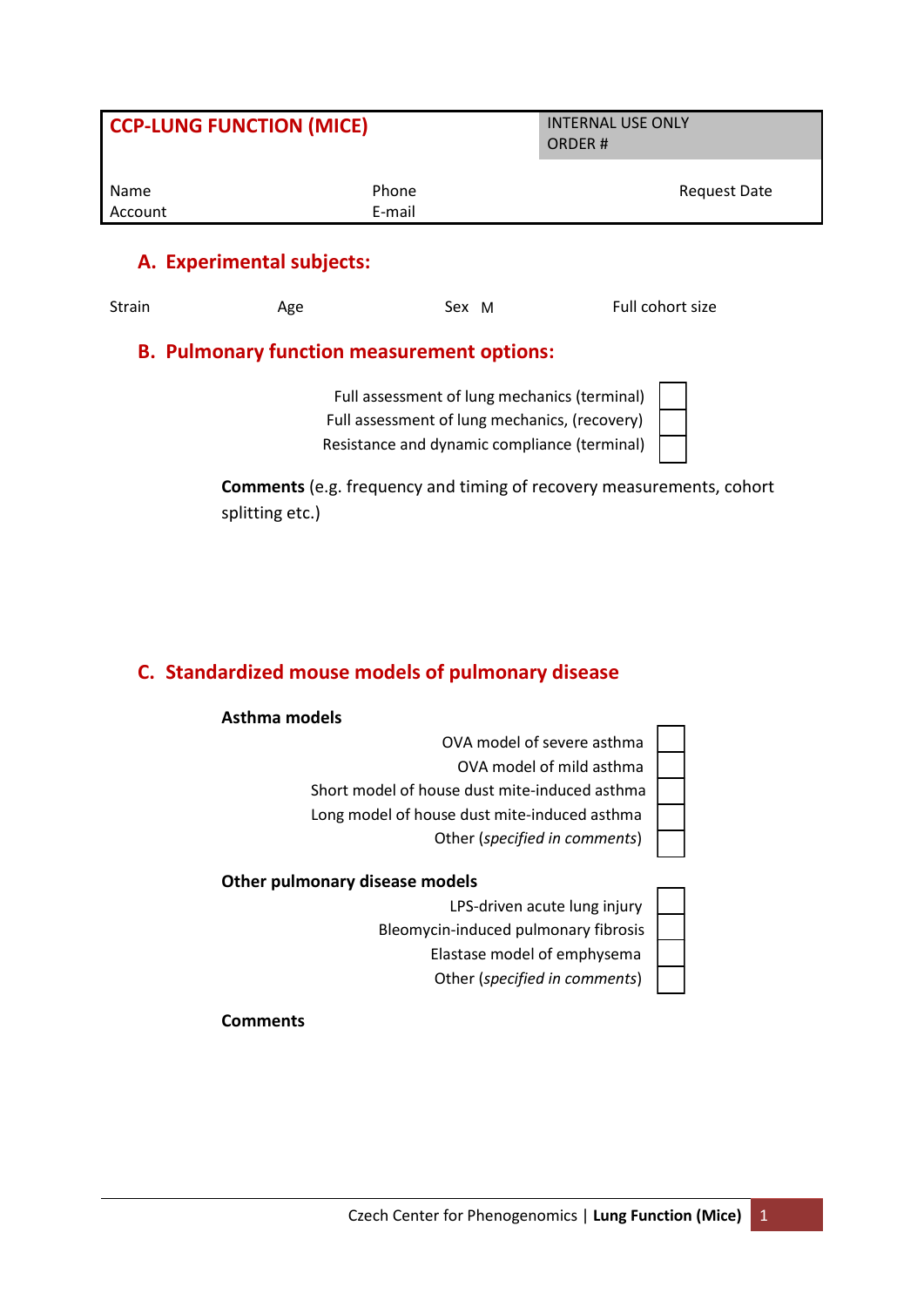| **CCP-LUNG FUNCTION (MICE)** | | INTERNAL USE ONLY<br>ORDER # |
|---|---|---|
| Name | Phone | Request Date |
| Account | E-mail | |

## A. Experimental subjects:

Strain Age Sex M Full cohort size

## B. Pulmonary function measurement options:

- Full assessment of lung mechanics (terminal) ☐
- Full assessment of lung mechanics, (recovery) ☐
- Resistance and dynamic compliance (terminal) ☐

**Comments** (e.g. frequency and timing of recovery measurements, cohort splitting etc.)

## C. Standardized mouse models of pulmonary disease

**Asthma models**

- OVA model of severe asthma ☐
- OVA model of mild asthma ☐
- Short model of house dust mite-induced asthma ☐
- Long model of house dust mite-induced asthma ☐
- Other (*specified in comments*) ☐

**Other pulmonary disease models**

- LPS-driven acute lung injury ☐
- Bleomycin-induced pulmonary fibrosis ☐
- Elastase model of emphysema ☐
- Other (*specified in comments*) ☐

**Comments**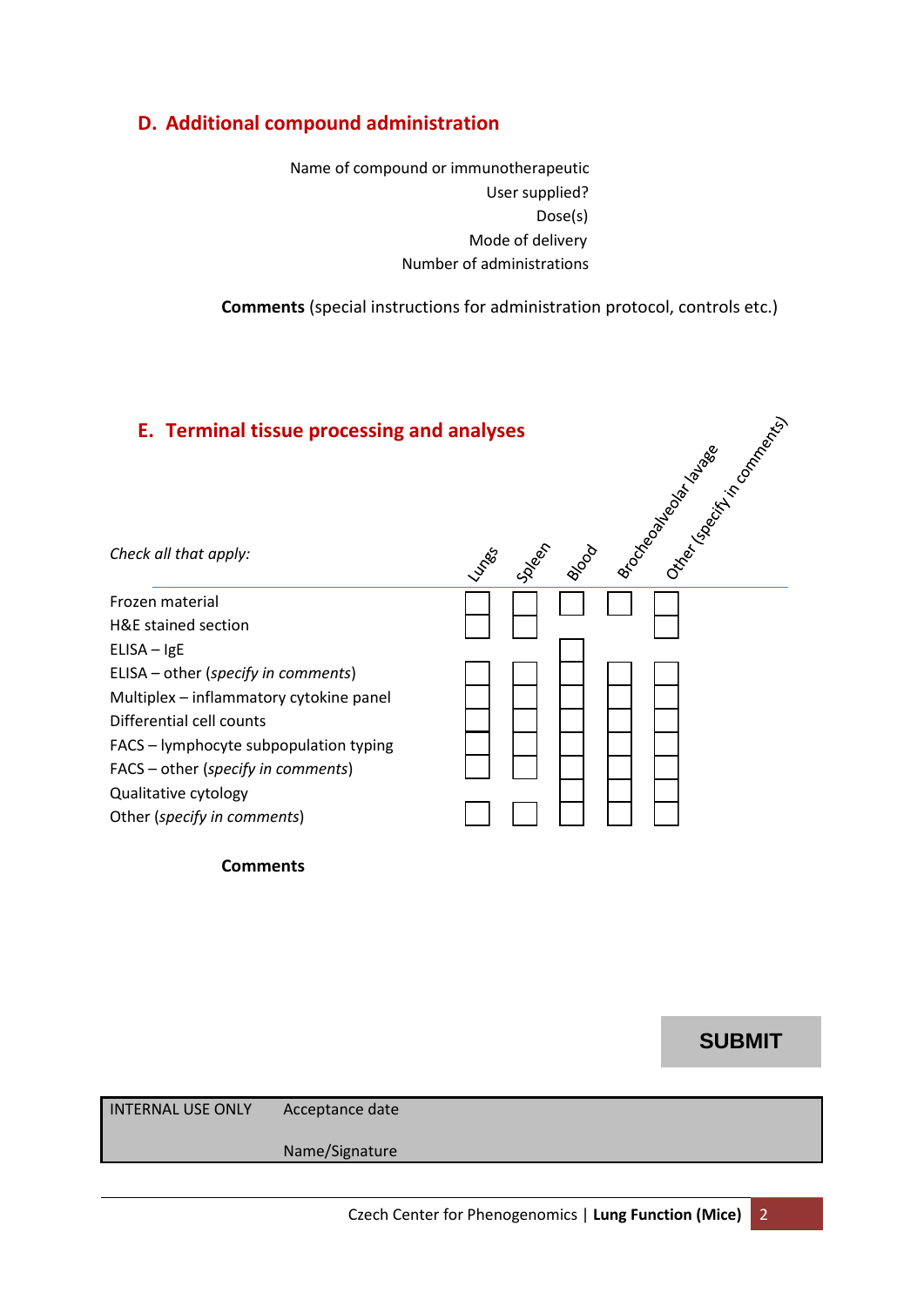## D. Additional compound administration

Name of compound or immunotherapeutic

User supplied?

Dose(s)

Mode of delivery

Number of administrations

**Comments** (special instructions for administration protocol, controls etc.)

## E. Terminal tissue processing and analyses

*Check all that apply:*

| | Lungs | Spleen | Blood | Brocheoalveolar lavage | Other (specify in comments) |
|---|---|---|---|---|---|
| Frozen material | ☐ | ☐ | ☐ | ☐ | ☐ |
| H&E stained section | ☐ | ☐ | | | ☐ |
| ELISA – IgE | | | ☐ | | |
| ELISA – other (*specify in comments*) | ☐ | ☐ | ☐ | ☐ | ☐ |
| Multiplex – inflammatory cytokine panel | ☐ | ☐ | ☐ | ☐ | ☐ |
| Differential cell counts | ☐ | ☐ | ☐ | ☐ | ☐ |
| FACS – lymphocyte subpopulation typing | ☐ | ☐ | ☐ | ☐ | ☐ |
| FACS – other (*specify in comments*) | ☐ | ☐ | ☐ | ☐ | ☐ |
| Qualitative cytology | | | ☐ | ☐ | ☐ |
| Other (*specify in comments*) | ☐ | ☐ | ☐ | ☐ | ☐ |

**Comments**

**SUBMIT**

| INTERNAL USE ONLY | Acceptance date |
|---|---|
| | Name/Signature |